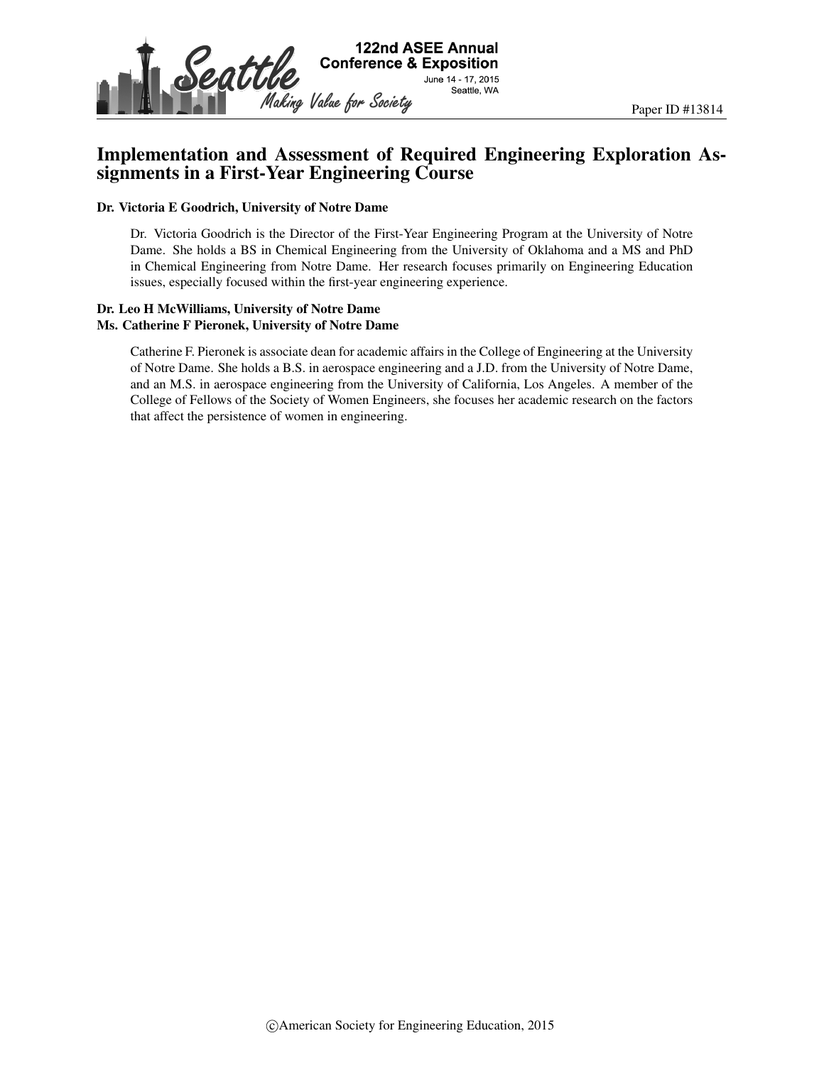Paper ID #13814

# Implementation and Assessment of Required Engineering Exploration Assignments in a First-Year Engineering Course

**Dr. Victoria E Goodrich, University of Notre Dame**

Dr. Victoria Goodrich is the Director of the First-Year Engineering Program at the University of Notre Dame. She holds a BS in Chemical Engineering from the University of Oklahoma and a MS and PhD in Chemical Engineering from Notre Dame. Her research focuses primarily on Engineering Education issues, especially focused within the first-year engineering experience.

**Dr. Leo H McWilliams, University of Notre Dame**
**Ms. Catherine F Pieronek, University of Notre Dame**

Catherine F. Pieronek is associate dean for academic affairs in the College of Engineering at the University of Notre Dame. She holds a B.S. in aerospace engineering and a J.D. from the University of Notre Dame, and an M.S. in aerospace engineering from the University of California, Los Angeles. A member of the College of Fellows of the Society of Women Engineers, she focuses her academic research on the factors that affect the persistence of women in engineering.

©American Society for Engineering Education, 2015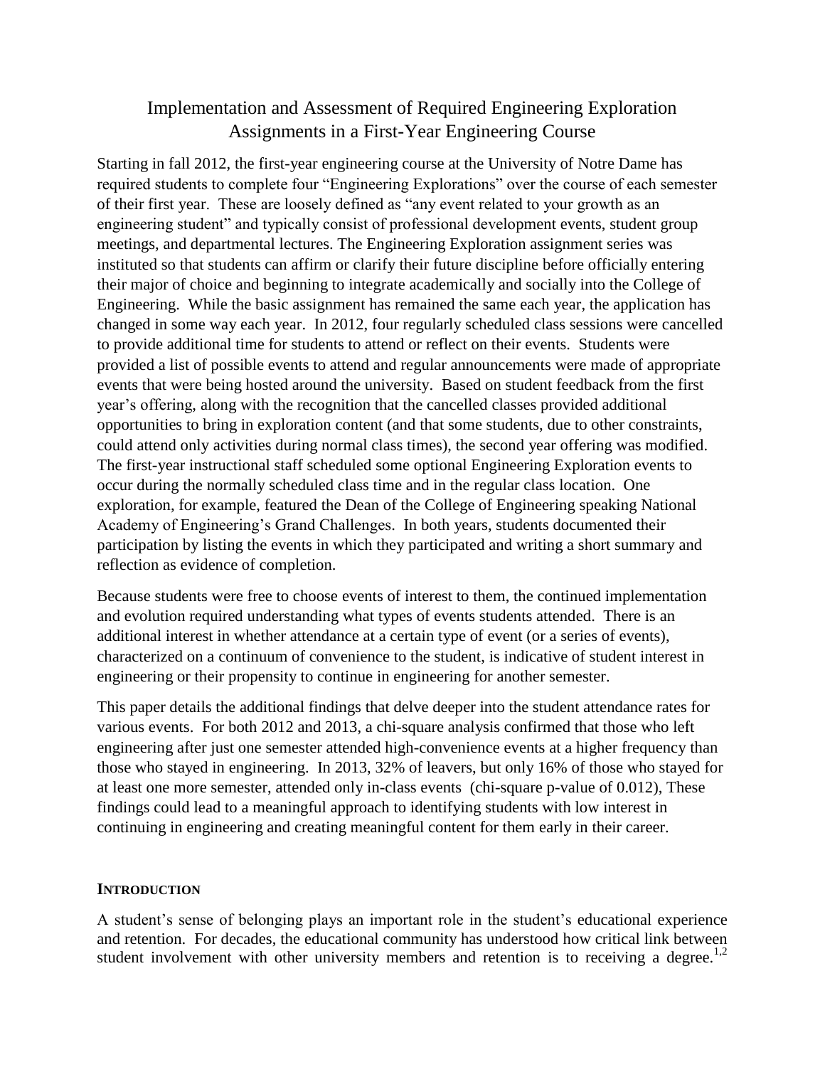// Implementation and Assessment of Required Engineering Exploration Assignments in a First-Year Engineering Course

Starting in fall 2012, the first-year engineering course at the University of Notre Dame has required students to complete four "Engineering Explorations" over the course of each semester of their first year. These are loosely defined as "any event related to your growth as an engineering student" and typically consist of professional development events, student group meetings, and departmental lectures. The Engineering Exploration assignment series was instituted so that students can affirm or clarify their future discipline before officially entering their major of choice and beginning to integrate academically and socially into the College of Engineering. While the basic assignment has remained the same each year, the application has changed in some way each year. In 2012, four regularly scheduled class sessions were cancelled to provide additional time for students to attend or reflect on their events. Students were provided a list of possible events to attend and regular announcements were made of appropriate events that were being hosted around the university. Based on student feedback from the first year's offering, along with the recognition that the cancelled classes provided additional opportunities to bring in exploration content (and that some students, due to other constraints, could attend only activities during normal class times), the second year offering was modified. The first-year instructional staff scheduled some optional Engineering Exploration events to occur during the normally scheduled class time and in the regular class location. One exploration, for example, featured the Dean of the College of Engineering speaking National Academy of Engineering's Grand Challenges. In both years, students documented their participation by listing the events in which they participated and writing a short summary and reflection as evidence of completion.

Because students were free to choose events of interest to them, the continued implementation and evolution required understanding what types of events students attended. There is an additional interest in whether attendance at a certain type of event (or a series of events), characterized on a continuum of convenience to the student, is indicative of student interest in engineering or their propensity to continue in engineering for another semester.

This paper details the additional findings that delve deeper into the student attendance rates for various events. For both 2012 and 2013, a chi-square analysis confirmed that those who left engineering after just one semester attended high-convenience events at a higher frequency than those who stayed in engineering. In 2013, 32% of leavers, but only 16% of those who stayed for at least one more semester, attended only in-class events (chi-square p-value of 0.012), These findings could lead to a meaningful approach to identifying students with low interest in continuing in engineering and creating meaningful content for them early in their career.

## INTRODUCTION

A student's sense of belonging plays an important role in the student's educational experience and retention. For decades, the educational community has understood how critical link between student involvement with other university members and retention is to receiving a degree.[1,2]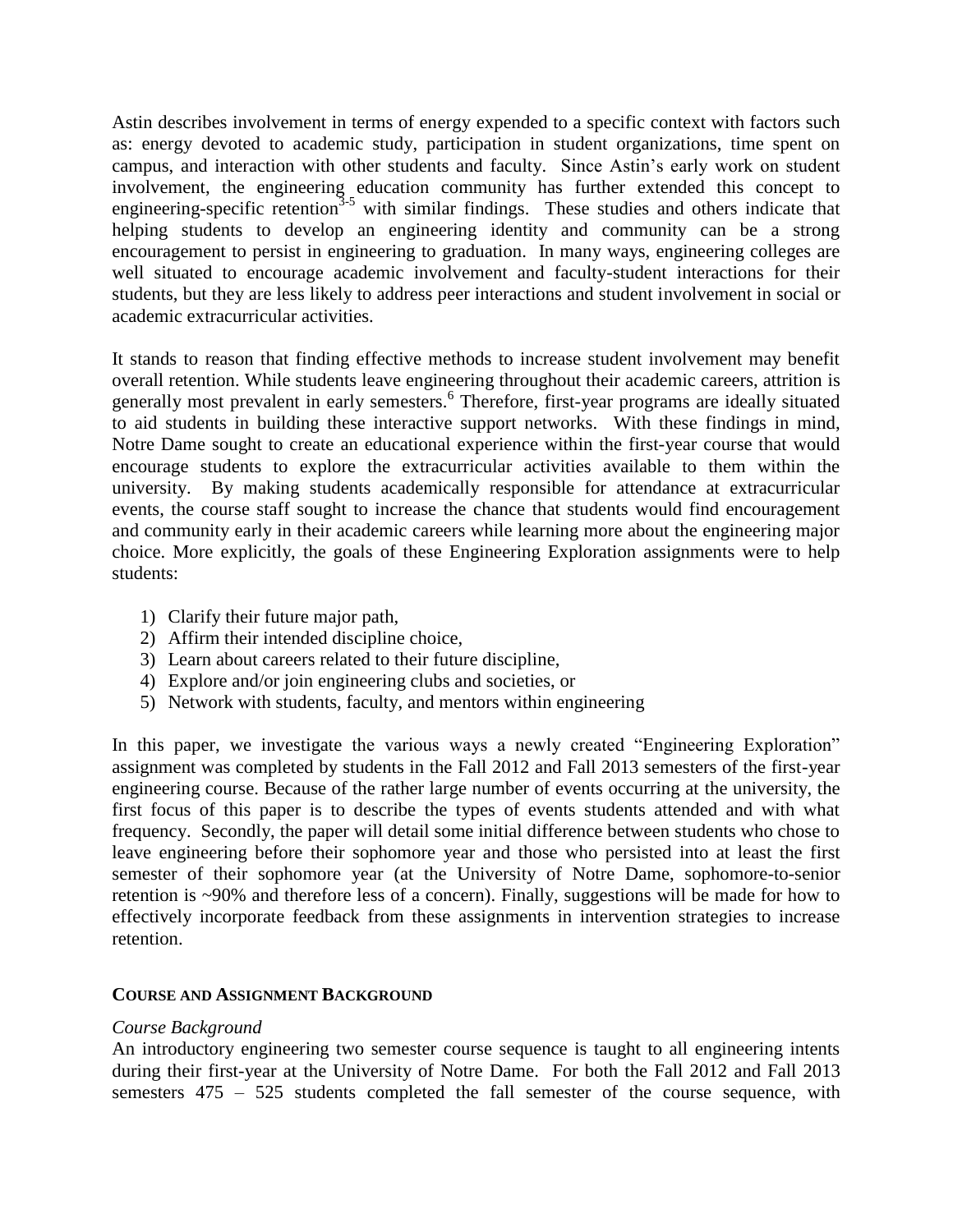Astin describes involvement in terms of energy expended to a specific context with factors such as: energy devoted to academic study, participation in student organizations, time spent on campus, and interaction with other students and faculty. Since Astin's early work on student involvement, the engineering education community has further extended this concept to engineering-specific retention[3-5] with similar findings. These studies and others indicate that helping students to develop an engineering identity and community can be a strong encouragement to persist in engineering to graduation. In many ways, engineering colleges are well situated to encourage academic involvement and faculty-student interactions for their students, but they are less likely to address peer interactions and student involvement in social or academic extracurricular activities.

It stands to reason that finding effective methods to increase student involvement may benefit overall retention. While students leave engineering throughout their academic careers, attrition is generally most prevalent in early semesters.[6] Therefore, first-year programs are ideally situated to aid students in building these interactive support networks. With these findings in mind, Notre Dame sought to create an educational experience within the first-year course that would encourage students to explore the extracurricular activities available to them within the university. By making students academically responsible for attendance at extracurricular events, the course staff sought to increase the chance that students would find encouragement and community early in their academic careers while learning more about the engineering major choice. More explicitly, the goals of these Engineering Exploration assignments were to help students:

1) Clarify their future major path,
2) Affirm their intended discipline choice,
3) Learn about careers related to their future discipline,
4) Explore and/or join engineering clubs and societies, or
5) Network with students, faculty, and mentors within engineering

In this paper, we investigate the various ways a newly created "Engineering Exploration" assignment was completed by students in the Fall 2012 and Fall 2013 semesters of the first-year engineering course. Because of the rather large number of events occurring at the university, the first focus of this paper is to describe the types of events students attended and with what frequency. Secondly, the paper will detail some initial difference between students who chose to leave engineering before their sophomore year and those who persisted into at least the first semester of their sophomore year (at the University of Notre Dame, sophomore-to-senior retention is ~90% and therefore less of a concern). Finally, suggestions will be made for how to effectively incorporate feedback from these assignments in intervention strategies to increase retention.

## COURSE AND ASSIGNMENT BACKGROUND

### *Course Background*

An introductory engineering two semester course sequence is taught to all engineering intents during their first-year at the University of Notre Dame. For both the Fall 2012 and Fall 2013 semesters 475 – 525 students completed the fall semester of the course sequence, with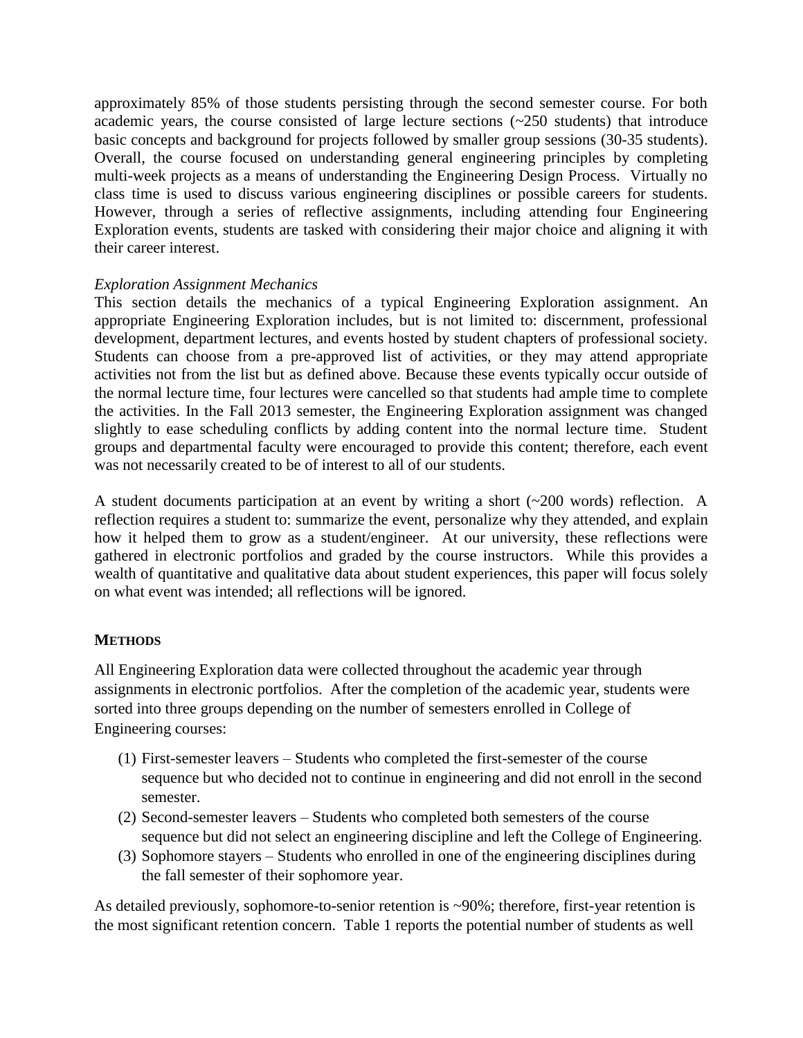approximately 85% of those students persisting through the second semester course. For both academic years, the course consisted of large lecture sections (~250 students) that introduce basic concepts and background for projects followed by smaller group sessions (30-35 students). Overall, the course focused on understanding general engineering principles by completing multi-week projects as a means of understanding the Engineering Design Process. Virtually no class time is used to discuss various engineering disciplines or possible careers for students. However, through a series of reflective assignments, including attending four Engineering Exploration events, students are tasked with considering their major choice and aligning it with their career interest.

*Exploration Assignment Mechanics*

This section details the mechanics of a typical Engineering Exploration assignment. An appropriate Engineering Exploration includes, but is not limited to: discernment, professional development, department lectures, and events hosted by student chapters of professional society. Students can choose from a pre-approved list of activities, or they may attend appropriate activities not from the list but as defined above. Because these events typically occur outside of the normal lecture time, four lectures were cancelled so that students had ample time to complete the activities. In the Fall 2013 semester, the Engineering Exploration assignment was changed slightly to ease scheduling conflicts by adding content into the normal lecture time. Student groups and departmental faculty were encouraged to provide this content; therefore, each event was not necessarily created to be of interest to all of our students.

A student documents participation at an event by writing a short (~200 words) reflection. A reflection requires a student to: summarize the event, personalize why they attended, and explain how it helped them to grow as a student/engineer. At our university, these reflections were gathered in electronic portfolios and graded by the course instructors. While this provides a wealth of quantitative and qualitative data about student experiences, this paper will focus solely on what event was intended; all reflections will be ignored.

## METHODS

All Engineering Exploration data were collected throughout the academic year through assignments in electronic portfolios. After the completion of the academic year, students were sorted into three groups depending on the number of semesters enrolled in College of Engineering courses:

1. First-semester leavers – Students who completed the first-semester of the course sequence but who decided not to continue in engineering and did not enroll in the second semester.
2. Second-semester leavers – Students who completed both semesters of the course sequence but did not select an engineering discipline and left the College of Engineering.
3. Sophomore stayers – Students who enrolled in one of the engineering disciplines during the fall semester of their sophomore year.

As detailed previously, sophomore-to-senior retention is ~90%; therefore, first-year retention is the most significant retention concern. Table 1 reports the potential number of students as well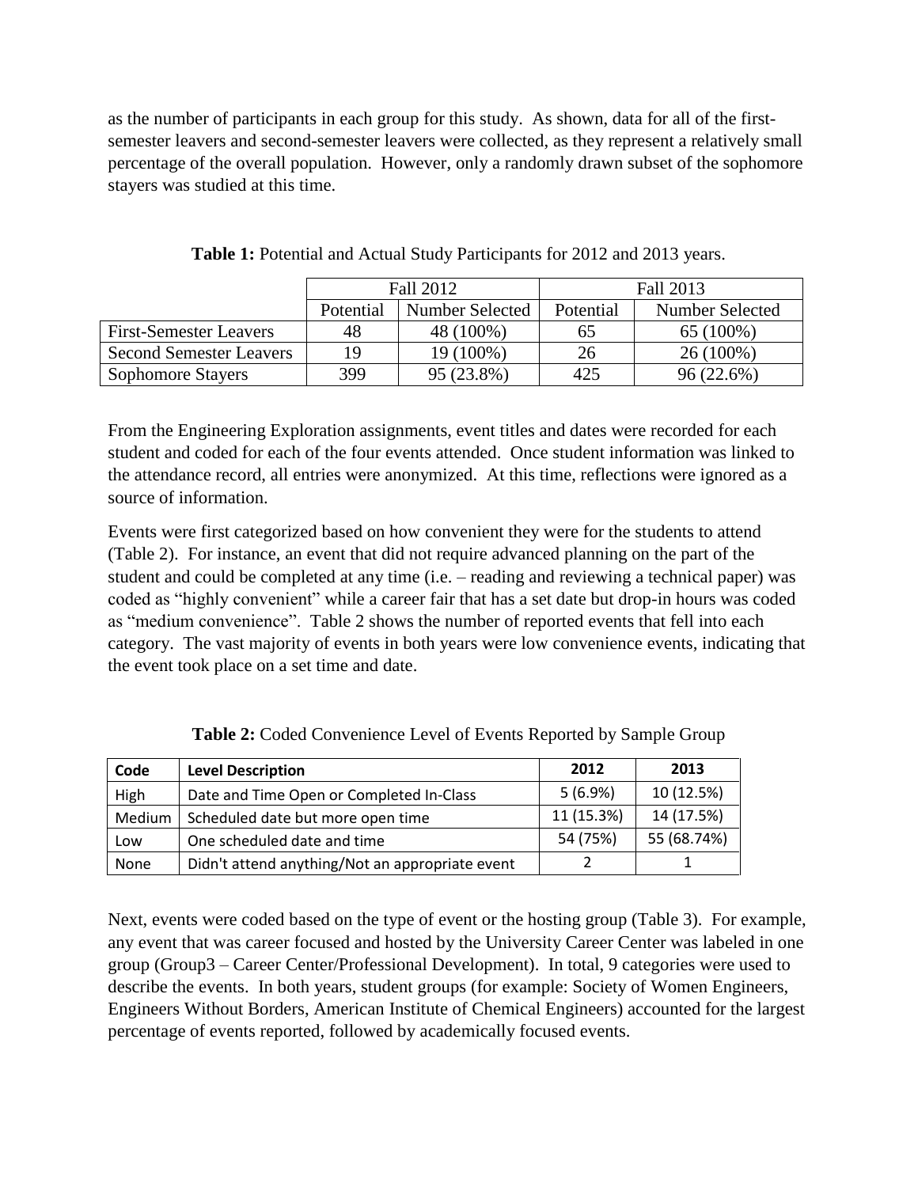as the number of participants in each group for this study. As shown, data for all of the first-semester leavers and second-semester leavers were collected, as they represent a relatively small percentage of the overall population. However, only a randomly drawn subset of the sophomore stayers was studied at this time.

**Table 1:** Potential and Actual Study Participants for 2012 and 2013 years.

| | Fall 2012 | | Fall 2013 | |
|---|---|---|---|---|
| | Potential | Number Selected | Potential | Number Selected |
| First-Semester Leavers | 48 | 48 (100%) | 65 | 65 (100%) |
| Second Semester Leavers | 19 | 19 (100%) | 26 | 26 (100%) |
| Sophomore Stayers | 399 | 95 (23.8%) | 425 | 96 (22.6%) |

From the Engineering Exploration assignments, event titles and dates were recorded for each student and coded for each of the four events attended. Once student information was linked to the attendance record, all entries were anonymized. At this time, reflections were ignored as a source of information.

Events were first categorized based on how convenient they were for the students to attend (Table 2). For instance, an event that did not require advanced planning on the part of the student and could be completed at any time (i.e. – reading and reviewing a technical paper) was coded as "highly convenient" while a career fair that has a set date but drop-in hours was coded as "medium convenience". Table 2 shows the number of reported events that fell into each category. The vast majority of events in both years were low convenience events, indicating that the event took place on a set time and date.

**Table 2:** Coded Convenience Level of Events Reported by Sample Group

| Code | Level Description | 2012 | 2013 |
|---|---|---|---|
| High | Date and Time Open or Completed In-Class | 5 (6.9%) | 10 (12.5%) |
| Medium | Scheduled date but more open time | 11 (15.3%) | 14 (17.5%) |
| Low | One scheduled date and time | 54 (75%) | 55 (68.74%) |
| None | Didn't attend anything/Not an appropriate event | 2 | 1 |

Next, events were coded based on the type of event or the hosting group (Table 3). For example, any event that was career focused and hosted by the University Career Center was labeled in one group (Group3 – Career Center/Professional Development). In total, 9 categories were used to describe the events. In both years, student groups (for example: Society of Women Engineers, Engineers Without Borders, American Institute of Chemical Engineers) accounted for the largest percentage of events reported, followed by academically focused events.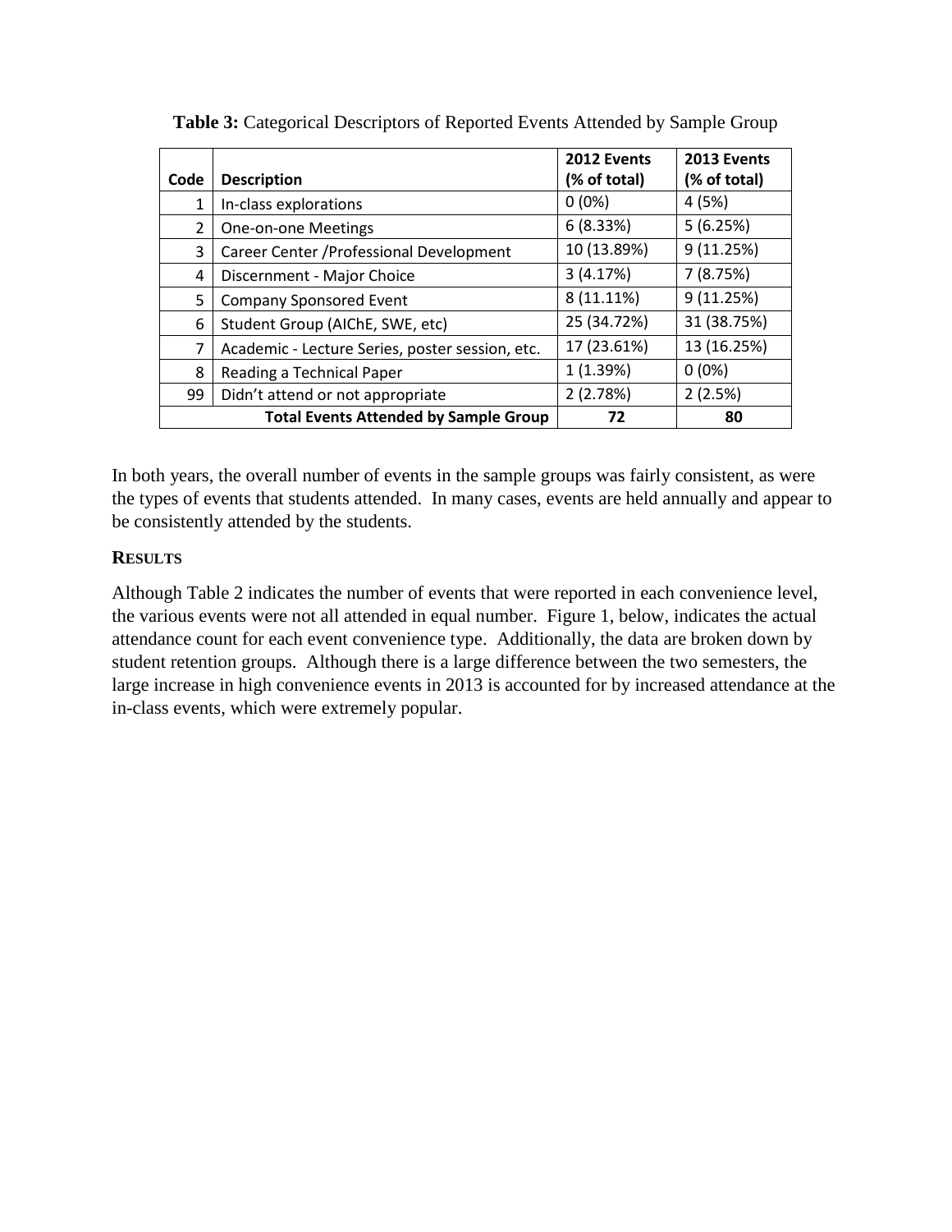**Table 3:** Categorical Descriptors of Reported Events Attended by Sample Group

| Code | Description | 2012 Events (% of total) | 2013 Events (% of total) |
|---|---|---|---|
| 1 | In-class explorations | 0 (0%) | 4 (5%) |
| 2 | One-on-one Meetings | 6 (8.33%) | 5 (6.25%) |
| 3 | Career Center /Professional Development | 10 (13.89%) | 9 (11.25%) |
| 4 | Discernment - Major Choice | 3 (4.17%) | 7 (8.75%) |
| 5 | Company Sponsored Event | 8 (11.11%) | 9 (11.25%) |
| 6 | Student Group (AIChE, SWE, etc) | 25 (34.72%) | 31 (38.75%) |
| 7 | Academic - Lecture Series, poster session, etc. | 17 (23.61%) | 13 (16.25%) |
| 8 | Reading a Technical Paper | 1 (1.39%) | 0 (0%) |
| 99 | Didn't attend or not appropriate | 2 (2.78%) | 2 (2.5%) |
| | **Total Events Attended by Sample Group** | **72** | **80** |

In both years, the overall number of events in the sample groups was fairly consistent, as were the types of events that students attended. In many cases, events are held annually and appear to be consistently attended by the students.

## RESULTS

Although Table 2 indicates the number of events that were reported in each convenience level, the various events were not all attended in equal number. Figure 1, below, indicates the actual attendance count for each event convenience type. Additionally, the data are broken down by student retention groups. Although there is a large difference between the two semesters, the large increase in high convenience events in 2013 is accounted for by increased attendance at the in-class events, which were extremely popular.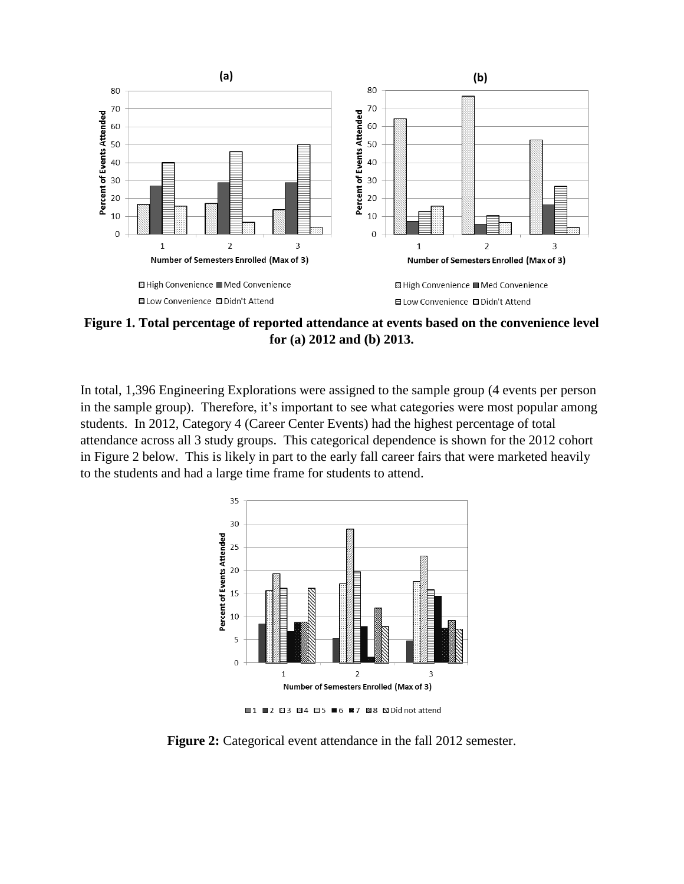**Figure 1. Total percentage of reported attendance at events based on the convenience level for (a) 2012 and (b) 2013.**

In total, 1,396 Engineering Explorations were assigned to the sample group (4 events per person in the sample group). Therefore, it's important to see what categories were most popular among students. In 2012, Category 4 (Career Center Events) had the highest percentage of total attendance across all 3 study groups. This categorical dependence is shown for the 2012 cohort in Figure 2 below. This is likely in part to the early fall career fairs that were marketed heavily to the students and had a large time frame for students to attend.

**Figure 2:** Categorical event attendance in the fall 2012 semester.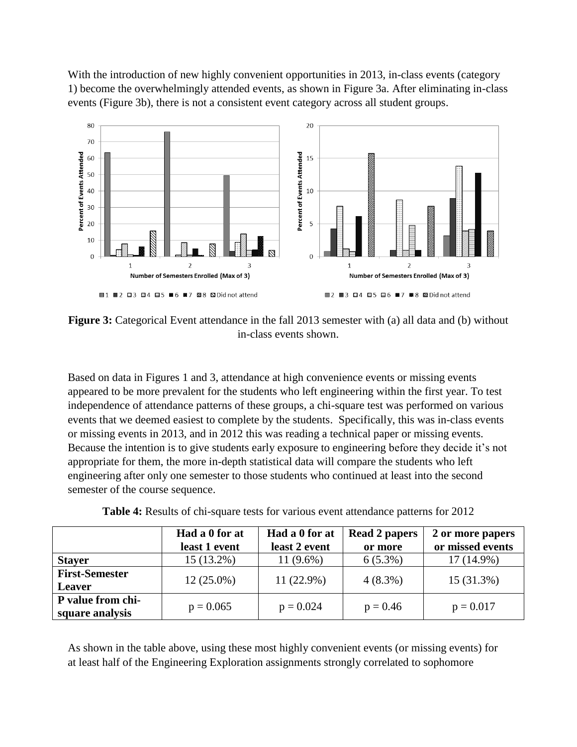With the introduction of new highly convenient opportunities in 2013, in-class events (category 1) become the overwhelmingly attended events, as shown in Figure 3a. After eliminating in-class events (Figure 3b), there is not a consistent event category across all student groups.

**Figure 3:** Categorical Event attendance in the fall 2013 semester with (a) all data and (b) without in-class events shown.

Based on data in Figures 1 and 3, attendance at high convenience events or missing events appeared to be more prevalent for the students who left engineering within the first year. To test independence of attendance patterns of these groups, a chi-square test was performed on various events that we deemed easiest to complete by the students. Specifically, this was in-class events or missing events in 2013, and in 2012 this was reading a technical paper or missing events. Because the intention is to give students early exposure to engineering before they decide it's not appropriate for them, the more in-depth statistical data will compare the students who left engineering after only one semester to those students who continued at least into the second semester of the course sequence.

**Table 4:** Results of chi-square tests for various event attendance patterns for 2012

| | Had a 0 for at least 1 event | Had a 0 for at least 2 event | Read 2 papers or more | 2 or more papers or missed events |
|---|---|---|---|---|
| **Stayer** | 15 (13.2%) | 11 (9.6%) | 6 (5.3%) | 17 (14.9%) |
| **First-Semester Leaver** | 12 (25.0%) | 11 (22.9%) | 4 (8.3%) | 15 (31.3%) |
| **P value from chi-square analysis** | $p = 0.065$ | $p = 0.024$ | $p = 0.46$ | $p = 0.017$ |

As shown in the table above, using these most highly convenient events (or missing events) for at least half of the Engineering Exploration assignments strongly correlated to sophomore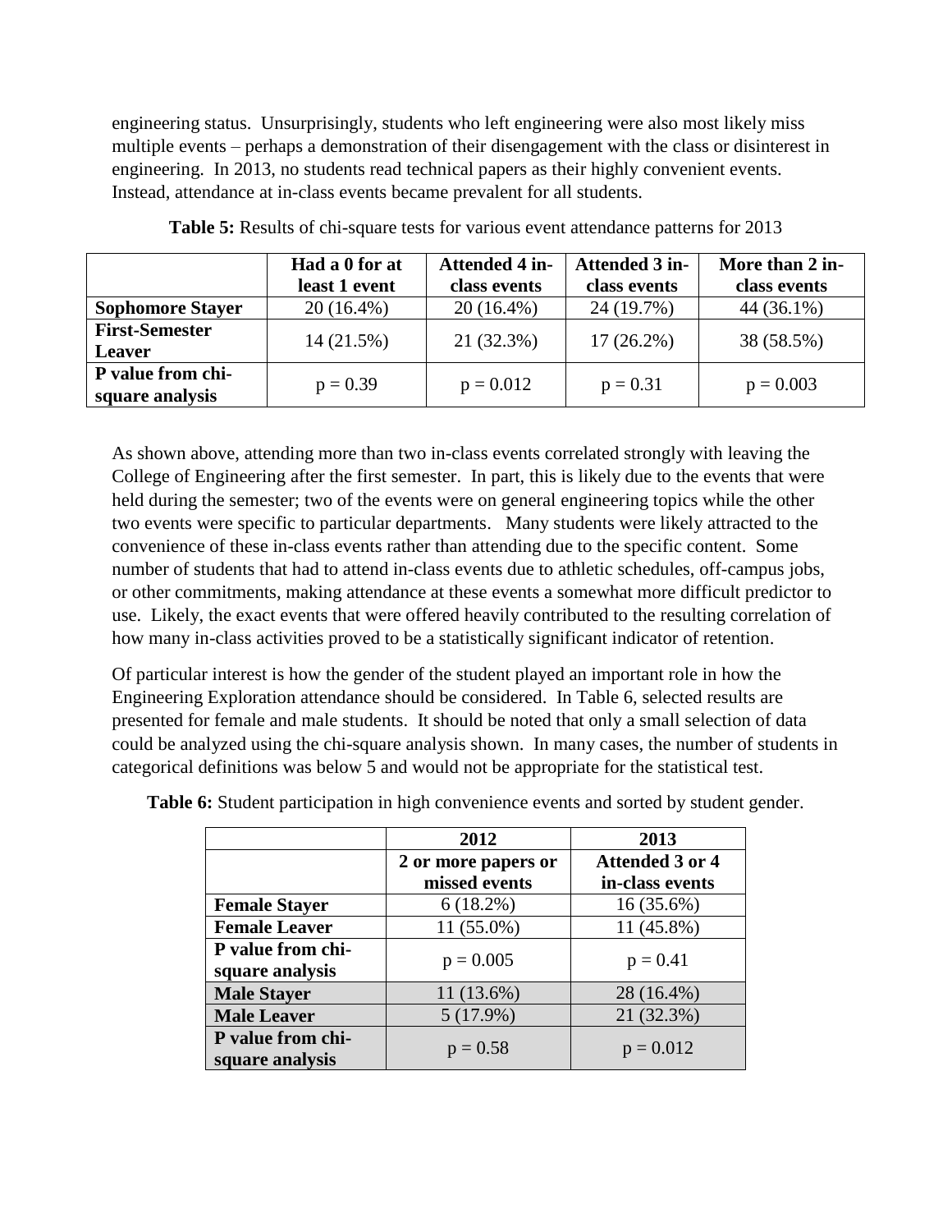engineering status. Unsurprisingly, students who left engineering were also most likely miss multiple events – perhaps a demonstration of their disengagement with the class or disinterest in engineering. In 2013, no students read technical papers as their highly convenient events. Instead, attendance at in-class events became prevalent for all students.

**Table 5:** Results of chi-square tests for various event attendance patterns for 2013

| | Had a 0 for at least 1 event | Attended 4 in-class events | Attended 3 in-class events | More than 2 in-class events |
|---|---|---|---|---|
| **Sophomore Stayer** | 20 (16.4%) | 20 (16.4%) | 24 (19.7%) | 44 (36.1%) |
| **First-Semester Leaver** | 14 (21.5%) | 21 (32.3%) | 17 (26.2%) | 38 (58.5%) |
| **P value from chi-square analysis** | $p = 0.39$ | $p = 0.012$ | $p = 0.31$ | $p = 0.003$ |

As shown above, attending more than two in-class events correlated strongly with leaving the College of Engineering after the first semester. In part, this is likely due to the events that were held during the semester; two of the events were on general engineering topics while the other two events were specific to particular departments. Many students were likely attracted to the convenience of these in-class events rather than attending due to the specific content. Some number of students that had to attend in-class events due to athletic schedules, off-campus jobs, or other commitments, making attendance at these events a somewhat more difficult predictor to use. Likely, the exact events that were offered heavily contributed to the resulting correlation of how many in-class activities proved to be a statistically significant indicator of retention.

Of particular interest is how the gender of the student played an important role in how the Engineering Exploration attendance should be considered. In Table 6, selected results are presented for female and male students. It should be noted that only a small selection of data could be analyzed using the chi-square analysis shown. In many cases, the number of students in categorical definitions was below 5 and would not be appropriate for the statistical test.

**Table 6:** Student participation in high convenience events and sorted by student gender.

| | 2012 | 2013 |
|---|---|---|
| | 2 or more papers or missed events | Attended 3 or 4 in-class events |
| **Female Stayer** | 6 (18.2%) | 16 (35.6%) |
| **Female Leaver** | 11 (55.0%) | 11 (45.8%) |
| **P value from chi-square analysis** | $p = 0.005$ | $p = 0.41$ |
| **Male Stayer** | 11 (13.6%) | 28 (16.4%) |
| **Male Leaver** | 5 (17.9%) | 21 (32.3%) |
| **P value from chi-square analysis** | $p = 0.58$ | $p = 0.012$ |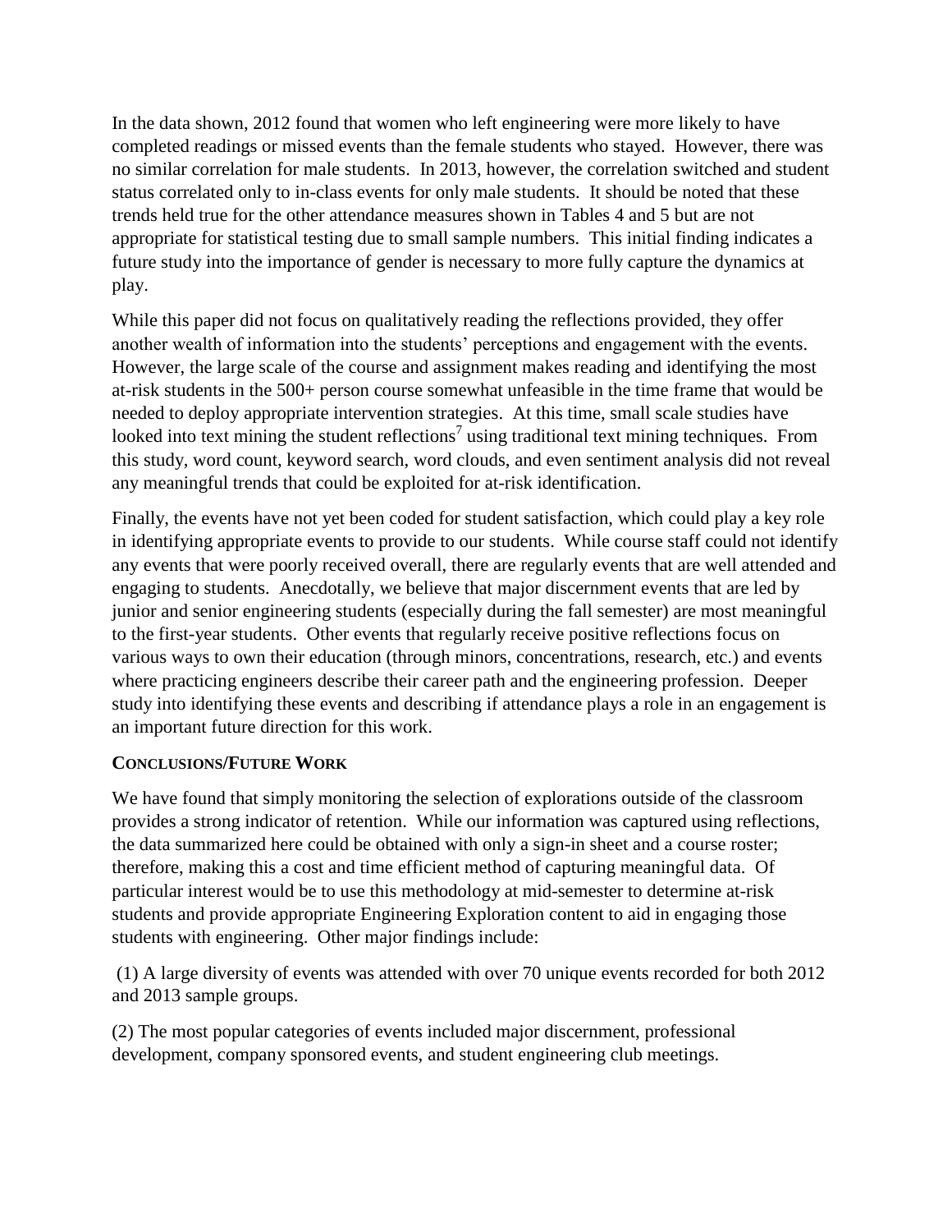In the data shown, 2012 found that women who left engineering were more likely to have completed readings or missed events than the female students who stayed. However, there was no similar correlation for male students. In 2013, however, the correlation switched and student status correlated only to in-class events for only male students. It should be noted that these trends held true for the other attendance measures shown in Tables 4 and 5 but are not appropriate for statistical testing due to small sample numbers. This initial finding indicates a future study into the importance of gender is necessary to more fully capture the dynamics at play.

While this paper did not focus on qualitatively reading the reflections provided, they offer another wealth of information into the students' perceptions and engagement with the events. However, the large scale of the course and assignment makes reading and identifying the most at-risk students in the 500+ person course somewhat unfeasible in the time frame that would be needed to deploy appropriate intervention strategies. At this time, small scale studies have looked into text mining the student reflections[7] using traditional text mining techniques. From this study, word count, keyword search, word clouds, and even sentiment analysis did not reveal any meaningful trends that could be exploited for at-risk identification.

Finally, the events have not yet been coded for student satisfaction, which could play a key role in identifying appropriate events to provide to our students. While course staff could not identify any events that were poorly received overall, there are regularly events that are well attended and engaging to students. Anecdotally, we believe that major discernment events that are led by junior and senior engineering students (especially during the fall semester) are most meaningful to the first-year students. Other events that regularly receive positive reflections focus on various ways to own their education (through minors, concentrations, research, etc.) and events where practicing engineers describe their career path and the engineering profession. Deeper study into identifying these events and describing if attendance plays a role in an engagement is an important future direction for this work.

## CONCLUSIONS/FUTURE WORK

We have found that simply monitoring the selection of explorations outside of the classroom provides a strong indicator of retention. While our information was captured using reflections, the data summarized here could be obtained with only a sign-in sheet and a course roster; therefore, making this a cost and time efficient method of capturing meaningful data. Of particular interest would be to use this methodology at mid-semester to determine at-risk students and provide appropriate Engineering Exploration content to aid in engaging those students with engineering. Other major findings include:

(1) A large diversity of events was attended with over 70 unique events recorded for both 2012 and 2013 sample groups.

(2) The most popular categories of events included major discernment, professional development, company sponsored events, and student engineering club meetings.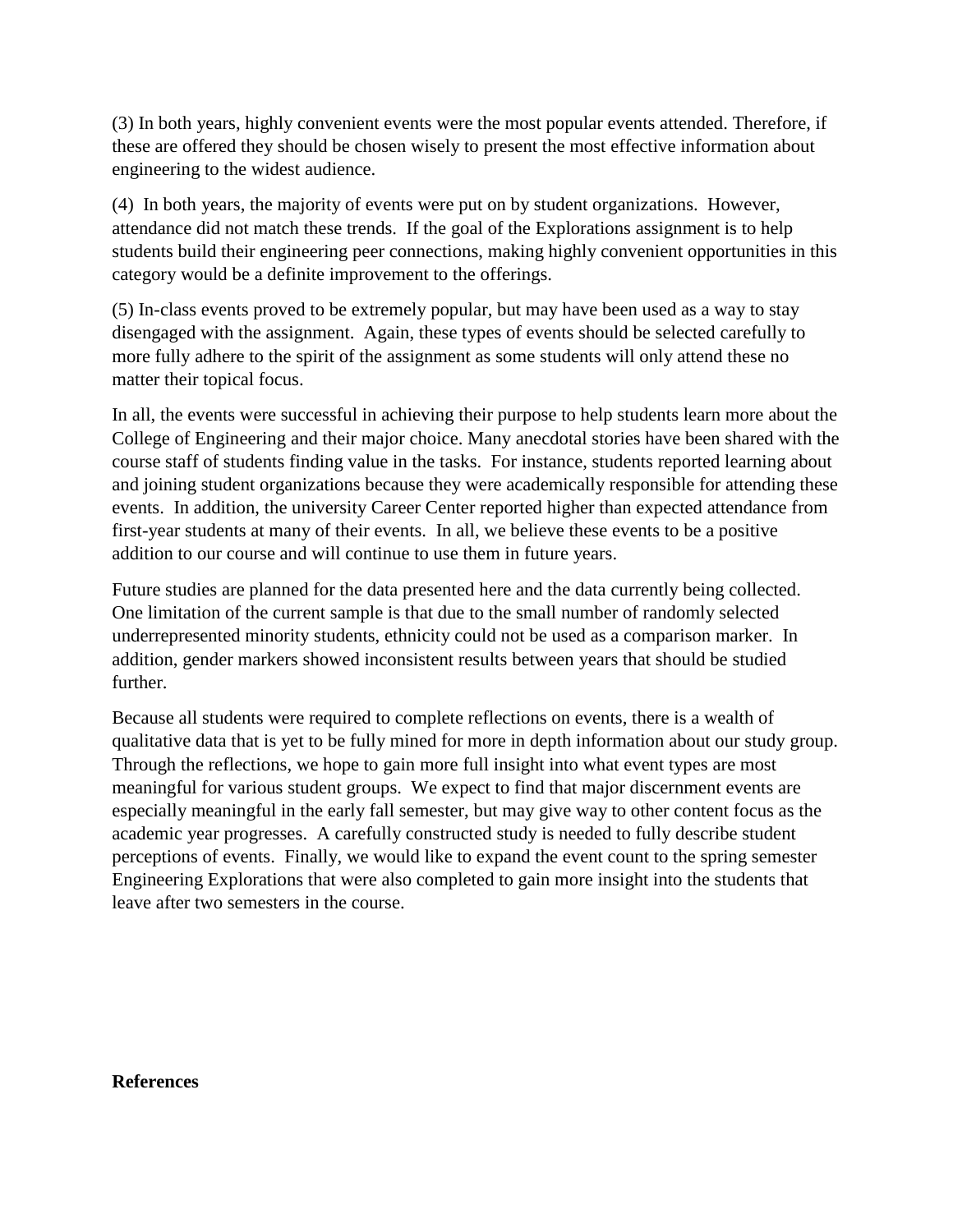(3) In both years, highly convenient events were the most popular events attended. Therefore, if these are offered they should be chosen wisely to present the most effective information about engineering to the widest audience.

(4) In both years, the majority of events were put on by student organizations. However, attendance did not match these trends. If the goal of the Explorations assignment is to help students build their engineering peer connections, making highly convenient opportunities in this category would be a definite improvement to the offerings.

(5) In-class events proved to be extremely popular, but may have been used as a way to stay disengaged with the assignment. Again, these types of events should be selected carefully to more fully adhere to the spirit of the assignment as some students will only attend these no matter their topical focus.

In all, the events were successful in achieving their purpose to help students learn more about the College of Engineering and their major choice. Many anecdotal stories have been shared with the course staff of students finding value in the tasks. For instance, students reported learning about and joining student organizations because they were academically responsible for attending these events. In addition, the university Career Center reported higher than expected attendance from first-year students at many of their events. In all, we believe these events to be a positive addition to our course and will continue to use them in future years.

Future studies are planned for the data presented here and the data currently being collected. One limitation of the current sample is that due to the small number of randomly selected underrepresented minority students, ethnicity could not be used as a comparison marker. In addition, gender markers showed inconsistent results between years that should be studied further.

Because all students were required to complete reflections on events, there is a wealth of qualitative data that is yet to be fully mined for more in depth information about our study group. Through the reflections, we hope to gain more full insight into what event types are most meaningful for various student groups. We expect to find that major discernment events are especially meaningful in the early fall semester, but may give way to other content focus as the academic year progresses. A carefully constructed study is needed to fully describe student perceptions of events. Finally, we would like to expand the event count to the spring semester Engineering Explorations that were also completed to gain more insight into the students that leave after two semesters in the course.

**References**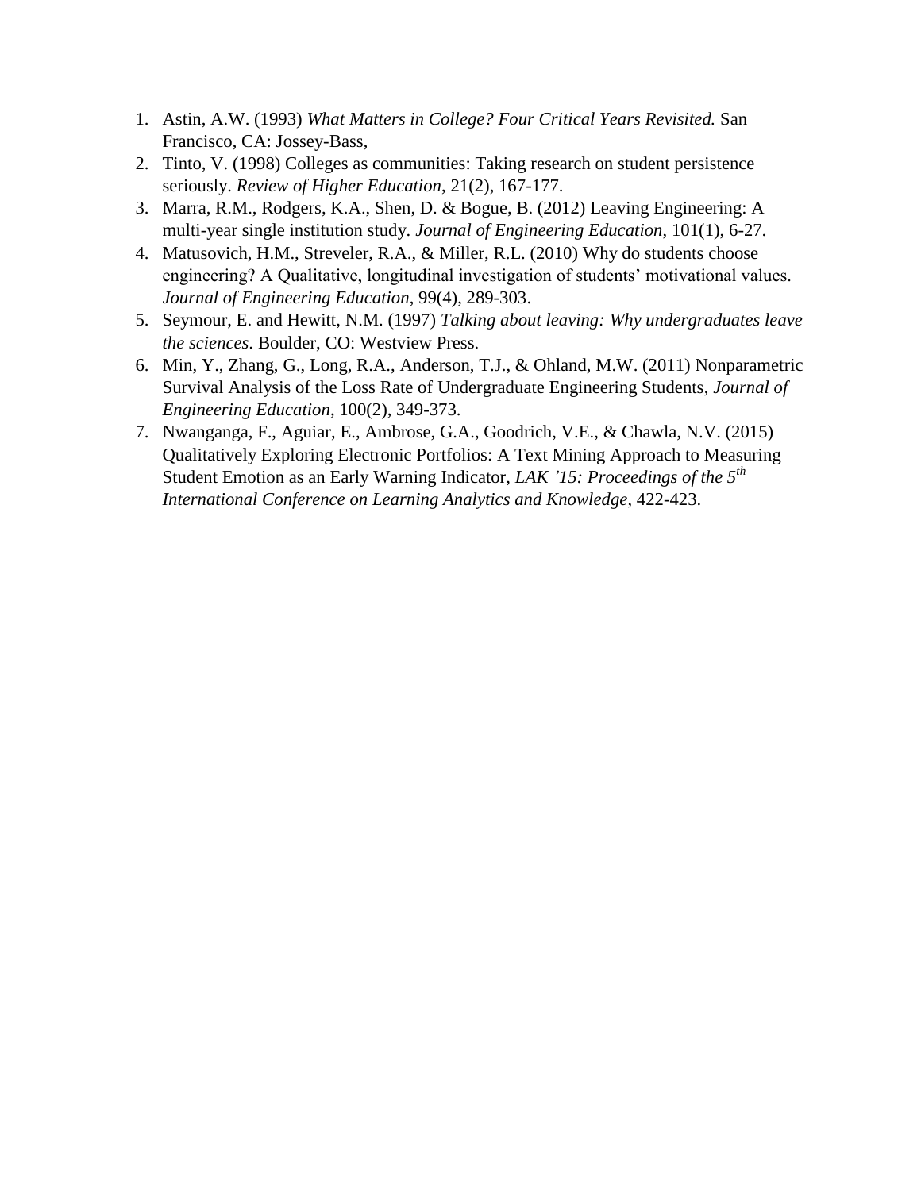1. Astin, A.W. (1993) *What Matters in College? Four Critical Years Revisited.* San Francisco, CA: Jossey-Bass,
2. Tinto, V. (1998) Colleges as communities: Taking research on student persistence seriously. *Review of Higher Education*, 21(2), 167-177.
3. Marra, R.M., Rodgers, K.A., Shen, D. & Bogue, B. (2012) Leaving Engineering: A multi-year single institution study. *Journal of Engineering Education*, 101(1), 6-27.
4. Matusovich, H.M., Streveler, R.A., & Miller, R.L. (2010) Why do students choose engineering? A Qualitative, longitudinal investigation of students' motivational values. *Journal of Engineering Education*, 99(4), 289-303.
5. Seymour, E. and Hewitt, N.M. (1997) *Talking about leaving: Why undergraduates leave the sciences*. Boulder, CO: Westview Press.
6. Min, Y., Zhang, G., Long, R.A., Anderson, T.J., & Ohland, M.W. (2011) Nonparametric Survival Analysis of the Loss Rate of Undergraduate Engineering Students, *Journal of Engineering Education*, 100(2), 349-373.
7. Nwanganga, F., Aguiar, E., Ambrose, G.A., Goodrich, V.E., & Chawla, N.V. (2015) Qualitatively Exploring Electronic Portfolios: A Text Mining Approach to Measuring Student Emotion as an Early Warning Indicator, *LAK '15: Proceedings of the 5th International Conference on Learning Analytics and Knowledge*, 422-423.